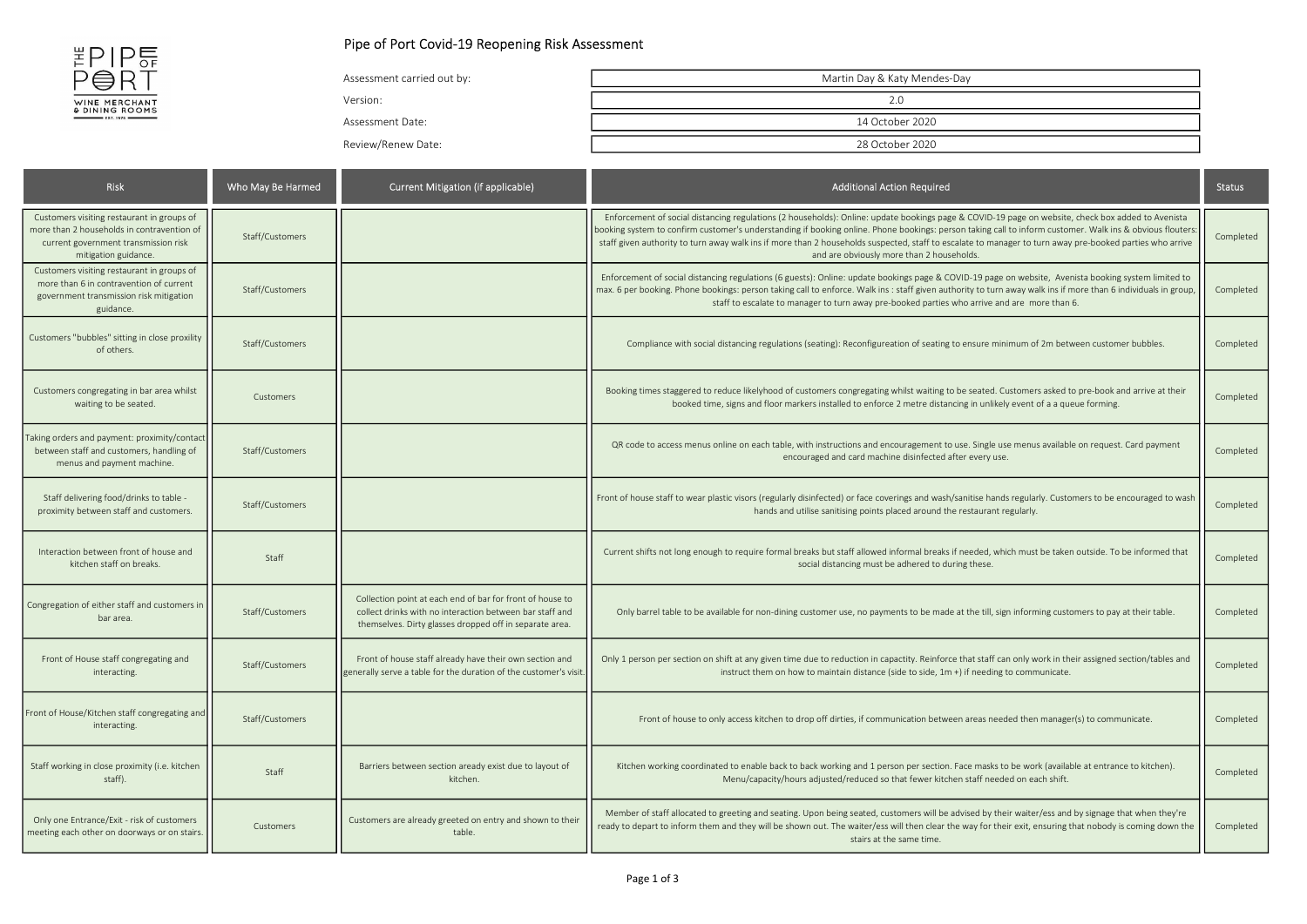# Pipe of Port Covid-19 Reopening Risk Assessment

THE PIPE OF PORT
WINE MERCHANT & DINING ROOMS
EST. 1975

| | |
|---|---|
| Assessment carried out by: | Martin Day & Katy Mendes-Day |
| Version: | 2.0 |
| Assessment Date: | 14 October 2020 |
| Review/Renew Date: | 28 October 2020 |

| Risk | Who May Be Harmed | Current Mitigation (if applicable) | Additional Action Required | Status |
|---|---|---|---|---|
| Customers visiting restaurant in groups of more than 2 households in contravention of current government transmission risk mitigation guidance. | Staff/Customers | | Enforcement of social distancing regulations (2 households): Online: update bookings page & COVID-19 page on website, check box added to Avenista booking system to confirm customer's understanding if booking online. Phone bookings: person taking call to inform customer. Walk ins & obvious flouters: staff given authority to turn away walk ins if more than 2 households suspected, staff to escalate to manager to turn away pre-booked parties who arrive and are obviously more than 2 households. | Completed |
| Customers visiting restaurant in groups of more than 6 in contravention of current government transmission risk mitigation guidance. | Staff/Customers | | Enforcement of social distancing regulations (6 guests): Online: update bookings page & COVID-19 page on website, Avenista booking system limited to max. 6 per booking. Phone bookings: person taking call to enforce. Walk ins : staff given authority to turn away walk ins if more than 6 individuals in group, staff to escalate to manager to turn away pre-booked parties who arrive and are more than 6. | Completed |
| Customers "bubbles" sitting in close proxility of others. | Staff/Customers | | Compliance with social distancing regulations (seating): Reconfigureation of seating to ensure minimum of 2m between customer bubbles. | Completed |
| Customers congregating in bar area whilst waiting to be seated. | Customers | | Booking times staggered to reduce likelyhood of customers congregating whilst waiting to be seated. Customers asked to pre-book and arrive at their booked time, signs and floor markers installed to enforce 2 metre distancing in unlikely event of a a queue forming. | Completed |
| Taking orders and payment: proximity/contact between staff and customers, handling of menus and payment machine. | Staff/Customers | | QR code to access menus online on each table, with instructions and encouragement to use. Single use menus available on request. Card payment encouraged and card machine disinfected after every use. | Completed |
| Staff delivering food/drinks to table - proximity between staff and customers. | Staff/Customers | | Front of house staff to wear plastic visors (regularly disinfected) or face coverings and wash/sanitise hands regularly. Customers to be encouraged to wash hands and utilise sanitising points placed around the restaurant regularly. | Completed |
| Interaction between front of house and kitchen staff on breaks. | Staff | | Current shifts not long enough to require formal breaks but staff allowed informal breaks if needed, which must be taken outside. To be informed that social distancing must be adhered to during these. | Completed |
| Congregation of either staff and customers in bar area. | Staff/Customers | Collection point at each end of bar for front of house to collect drinks with no interaction between bar staff and themselves. Dirty glasses dropped off in separate area. | Only barrel table to be available for non-dining customer use, no payments to be made at the till, sign informing customers to pay at their table. | Completed |
| Front of House staff congregating and interacting. | Staff/Customers | Front of house staff already have their own section and generally serve a table for the duration of the customer's visit. | Only 1 person per section on shift at any given time due to reduction in capactity. Reinforce that staff can only work in their assigned section/tables and instruct them on how to maintain distance (side to side, 1m +) if needing to communicate. | Completed |
| Front of House/Kitchen staff congregating and interacting. | Staff/Customers | | Front of house to only access kitchen to drop off dirties, if communication between areas needed then manager(s) to communicate. | Completed |
| Staff working in close proximity (i.e. kitchen staff). | Staff | Barriers between section aready exist due to layout of kitchen. | Kitchen working coordinated to enable back to back working and 1 person per section. Face masks to be work (available at entrance to kitchen). Menu/capacity/hours adjusted/reduced so that fewer kitchen staff needed on each shift. | Completed |
| Only one Entrance/Exit - risk of customers meeting each other on doorways or on stairs. | Customers | Customers are already greeted on entry and shown to their table. | Member of staff allocated to greeting and seating. Upon being seated, customers will be advised by their waiter/ess and by signage that when they're ready to depart to inform them and they will be shown out. The waiter/ess will then clear the way for their exit, ensuring that nobody is coming down the stairs at the same time. | Completed |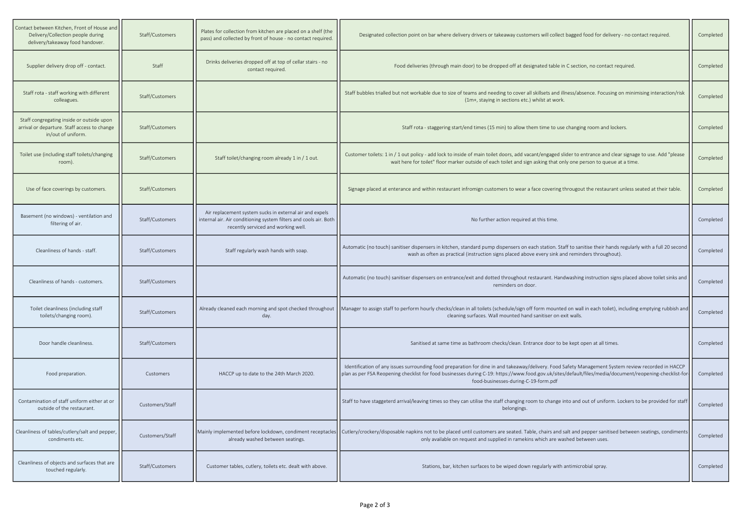| | | | | |
|---|---|---|---|---|
| Contact between Kitchen, Front of House and Delivery/Collection people during delivery/takeaway food handover. | Staff/Customers | Plates for collection from kitchen are placed on a shelf (the pass) and collected by front of house - no contact required. | Designated collection point on bar where delivery drivers or takeaway customers will collect bagged food for delivery - no contact required. | Completed |
| Supplier delivery drop off - contact. | Staff | Drinks deliveries dropped off at top of cellar stairs - no contact required. | Food deliveries (through main door) to be dropped off at designated table in C section, no contact required. | Completed |
| Staff rota - staff working with different colleagues. | Staff/Customers | | Staff bubbles trialled but not workable due to size of teams and needing to cover all skillsets and illness/absence. Focusing on minimising interaction/risk (1m+, staying in sections etc.) whilst at work. | Completed |
| Staff congregating inside or outside upon arrival or departure. Staff access to change in/out of uniform. | Staff/Customers | | Staff rota - staggering start/end times (15 min) to allow them time to use changing room and lockers. | Completed |
| Toilet use (including staff toilets/changing room). | Staff/Customers | Staff toilet/changing room already 1 in / 1 out. | Customer toilets: 1 in / 1 out policy - add lock to inside of main toilet doors, add vacant/engaged slider to entrance and clear signage to use. Add "please wait here for toilet" floor marker outside of each toilet and sign asking that only one person to queue at a time. | Completed |
| Use of face coverings by customers. | Staff/Customers | | Signage placed at enterance and within restaurant infromign customers to wear a face covering througout the restaurant unless seated at their table. | Completed |
| Basement (no windows) - ventilation and filtering of air. | Staff/Customers | Air replacement system sucks in external air and expels internal air. Air conditioning system filters and cools air. Both recently serviced and working well. | No further action required at this time. | Completed |
| Cleanliness of hands - staff. | Staff/Customers | Staff regularly wash hands with soap. | Automatic (no touch) sanitiser dispensers in kitchen, standard pump dispensers on each station. Staff to sanitise their hands regularly with a full 20 second wash as often as practical (instruction signs placed above every sink and reminders throughout). | Completed |
| Cleanliness of hands - customers. | Staff/Customers | | Automatic (no touch) sanitiser dispensers on entrance/exit and dotted throughout restaurant. Handwashing instruction signs placed above toilet sinks and reminders on door. | Completed |
| Toilet cleanliness (including staff toilets/changing room). | Staff/Customers | Already cleaned each morning and spot checked throughout day. | Manager to assign staff to perform hourly checks/clean in all toilets (schedule/sign off form mounted on wall in each toilet), including emptying rubbish and cleaning surfaces. Wall mounted hand sanitiser on exit walls. | Completed |
| Door handle cleanliness. | Staff/Customers | | Sanitised at same time as bathroom checks/clean. Entrance door to be kept open at all times. | Completed |
| Food preparation. | Customers | HACCP up to date to the 24th March 2020. | Identification of any issues surrounding food preparation for dine in and takeaway/delivery. Food Safety Management System review recorded in HACCP plan as per FSA Reopening checklist for food businesses during C-19: https://www.food.gov.uk/sites/default/files/media/document/reopening-checklist-for-food-businesses-during-C-19-form.pdf | Completed |
| Contamination of staff uniform either at or outside of the restaurant. | Customers/Staff | | Staff to have staggeterd arrival/leaving times so they can utilise the staff changing room to change into and out of uniform. Lockers to be provided for staff belongings. | Completed |
| Cleanliness of tables/cutlery/salt and pepper, condiments etc. | Customers/Staff | Mainly implemented before lockdown, condiment receptacles already washed between seatings. | Cutlery/crockery/disposable napkins not to be placed until customers are seated. Table, chairs and salt and pepper sanitised between seatings, condiments only available on request and supplied in ramekins which are washed between uses. | Completed |
| Cleanliness of objects and surfaces that are touched regularly. | Staff/Customers | Customer tables, cutlery, toilets etc. dealt with above. | Stations, bar, kitchen surfaces to be wiped down regularly with antimicrobial spray. | Completed |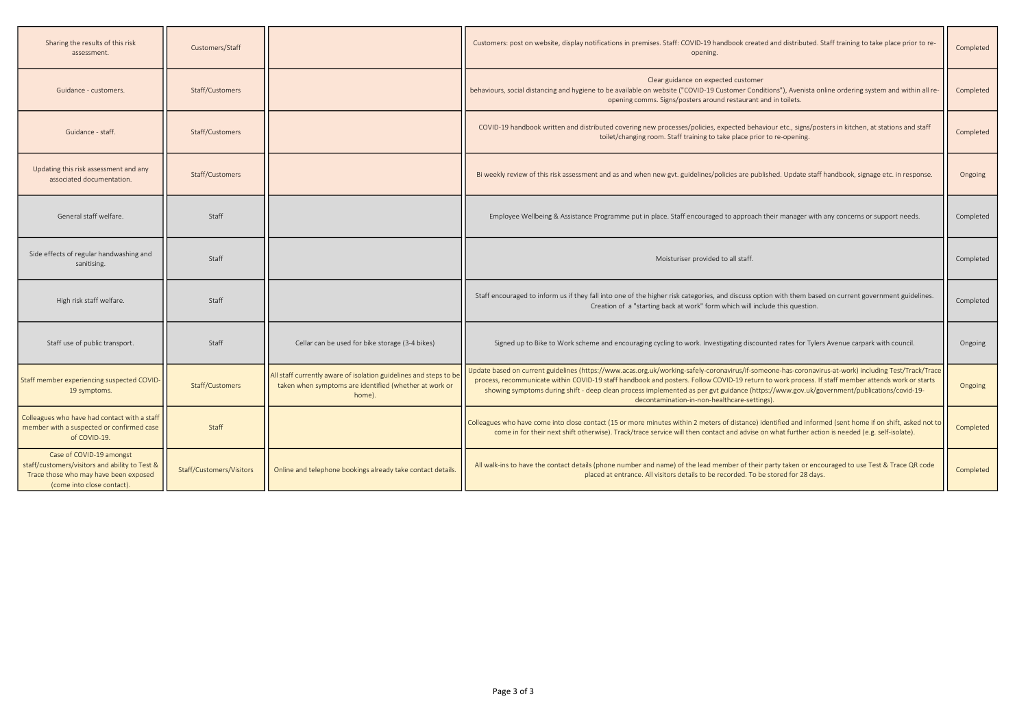| | | | | |
|---|---|---|---|---|
| Sharing the results of this risk assessment. | Customers/Staff | | Customers: post on website, display notifications in premises. Staff: COVID-19 handbook created and distributed. Staff training to take place prior to re-opening. | Completed |
| Guidance - customers. | Staff/Customers | | Clear guidance on expected customer behaviours, social distancing and hygiene to be available on website ("COVID-19 Customer Conditions"), Avenista online ordering system and within all re-opening comms. Signs/posters around restaurant and in toilets. | Completed |
| Guidance - staff. | Staff/Customers | | COVID-19 handbook written and distributed covering new processes/policies, expected behaviour etc., signs/posters in kitchen, at stations and staff toilet/changing room. Staff training to take place prior to re-opening. | Completed |
| Updating this risk assessment and any associated documentation. | Staff/Customers | | Bi weekly review of this risk assessment and as and when new gvt. guidelines/policies are published. Update staff handbook, signage etc. in response. | Ongoing |
| General staff welfare. | Staff | | Employee Wellbeing & Assistance Programme put in place. Staff encouraged to approach their manager with any concerns or support needs. | Completed |
| Side effects of regular handwashing and sanitising. | Staff | | Moisturiser provided to all staff. | Completed |
| High risk staff welfare. | Staff | | Staff encouraged to inform us if they fall into one of the higher risk categories, and discuss option with them based on current government guidelines. Creation of a "starting back at work" form which will include this question. | Completed |
| Staff use of public transport. | Staff | Cellar can be used for bike storage (3-4 bikes) | Signed up to Bike to Work scheme and encouraging cycling to work. Investigating discounted rates for Tylers Avenue carpark with council. | Ongoing |
| Staff member experiencing suspected COVID-19 symptoms. | Staff/Customers | All staff currently aware of isolation guidelines and steps to be taken when symptoms are identified (whether at work or home). | Update based on current guidelines (https://www.acas.org.uk/working-safely-coronavirus/if-someone-has-coronavirus-at-work) including Test/Track/Trace process, recommunicate within COVID-19 staff handbook and posters. Follow COVID-19 return to work process. If staff member attends work or starts showing symptoms during shift - deep clean process implemented as per gvt guidance (https://www.gov.uk/government/publications/covid-19-decontamination-in-non-healthcare-settings). | Ongoing |
| Colleagues who have had contact with a staff member with a suspected or confirmed case of COVID-19. | Staff | | Colleagues who have come into close contact (15 or more minutes within 2 meters of distance) identified and informed (sent home if on shift, asked not to come in for their next shift otherwise). Track/trace service will then contact and advise on what further action is needed (e.g. self-isolate). | Completed |
| Case of COVID-19 amongst staff/customers/visitors and ability to Test & Trace those who may have been exposed (come into close contact). | Staff/Customers/Visitors | Online and telephone bookings already take contact details. | All walk-ins to have the contact details (phone number and name) of the lead member of their party taken or encouraged to use Test & Trace QR code placed at entrance. All visitors details to be recorded. To be stored for 28 days. | Completed |